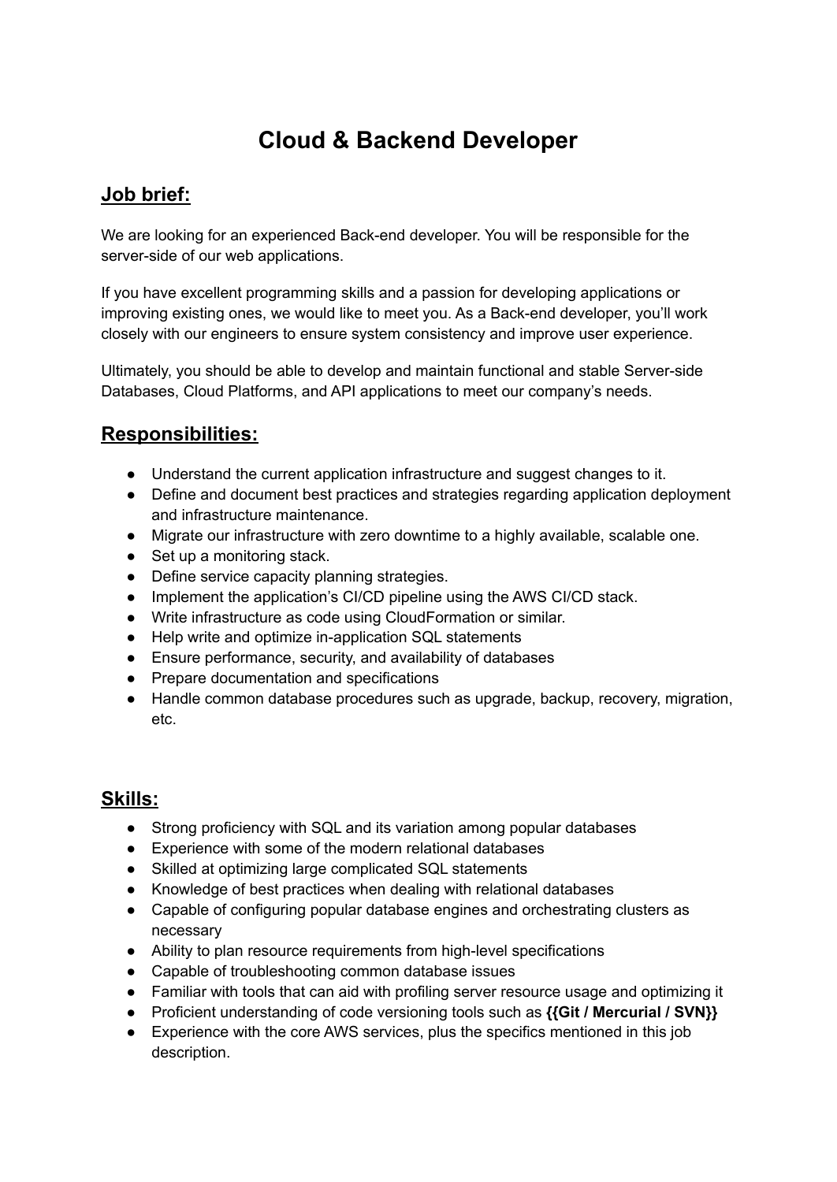# Cloud & Backend Developer

## Job brief:

We are looking for an experienced Back-end developer. You will be responsible for the server-side of our web applications.

If you have excellent programming skills and a passion for developing applications or improving existing ones, we would like to meet you. As a Back-end developer, you'll work closely with our engineers to ensure system consistency and improve user experience.

Ultimately, you should be able to develop and maintain functional and stable Server-side Databases, Cloud Platforms, and API applications to meet our company's needs.

## Responsibilities:

- Understand the current application infrastructure and suggest changes to it.
- Define and document best practices and strategies regarding application deployment and infrastructure maintenance.
- Migrate our infrastructure with zero downtime to a highly available, scalable one.
- Set up a monitoring stack.
- Define service capacity planning strategies.
- Implement the application's CI/CD pipeline using the AWS CI/CD stack.
- Write infrastructure as code using CloudFormation or similar.
- Help write and optimize in-application SQL statements
- Ensure performance, security, and availability of databases
- Prepare documentation and specifications
- Handle common database procedures such as upgrade, backup, recovery, migration, etc.

## Skills:

- Strong proficiency with SQL and its variation among popular databases
- Experience with some of the modern relational databases
- Skilled at optimizing large complicated SQL statements
- Knowledge of best practices when dealing with relational databases
- Capable of configuring popular database engines and orchestrating clusters as necessary
- Ability to plan resource requirements from high-level specifications
- Capable of troubleshooting common database issues
- Familiar with tools that can aid with profiling server resource usage and optimizing it
- Proficient understanding of code versioning tools such as **{{Git / Mercurial / SVN}}**
- Experience with the core AWS services, plus the specifics mentioned in this job description.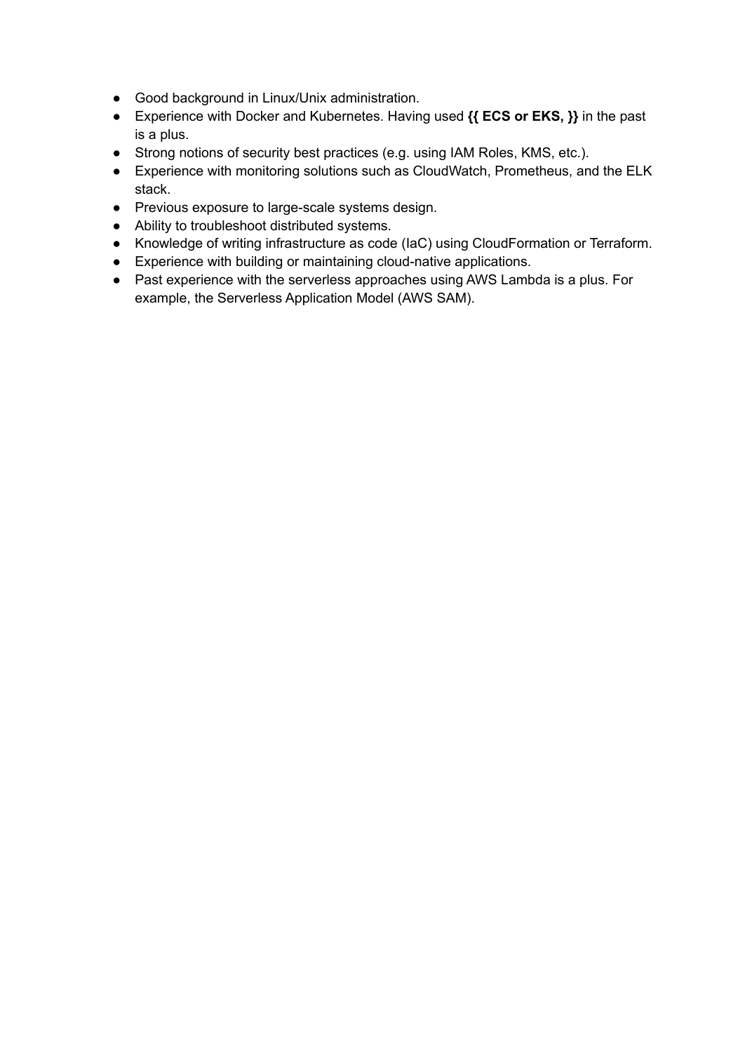- Good background in Linux/Unix administration.
- Experience with Docker and Kubernetes. Having used **{{ ECS or EKS, }}** in the past is a plus.
- Strong notions of security best practices (e.g. using IAM Roles, KMS, etc.).
- Experience with monitoring solutions such as CloudWatch, Prometheus, and the ELK stack.
- Previous exposure to large-scale systems design.
- Ability to troubleshoot distributed systems.
- Knowledge of writing infrastructure as code (IaC) using CloudFormation or Terraform.
- Experience with building or maintaining cloud-native applications.
- Past experience with the serverless approaches using AWS Lambda is a plus. For example, the Serverless Application Model (AWS SAM).